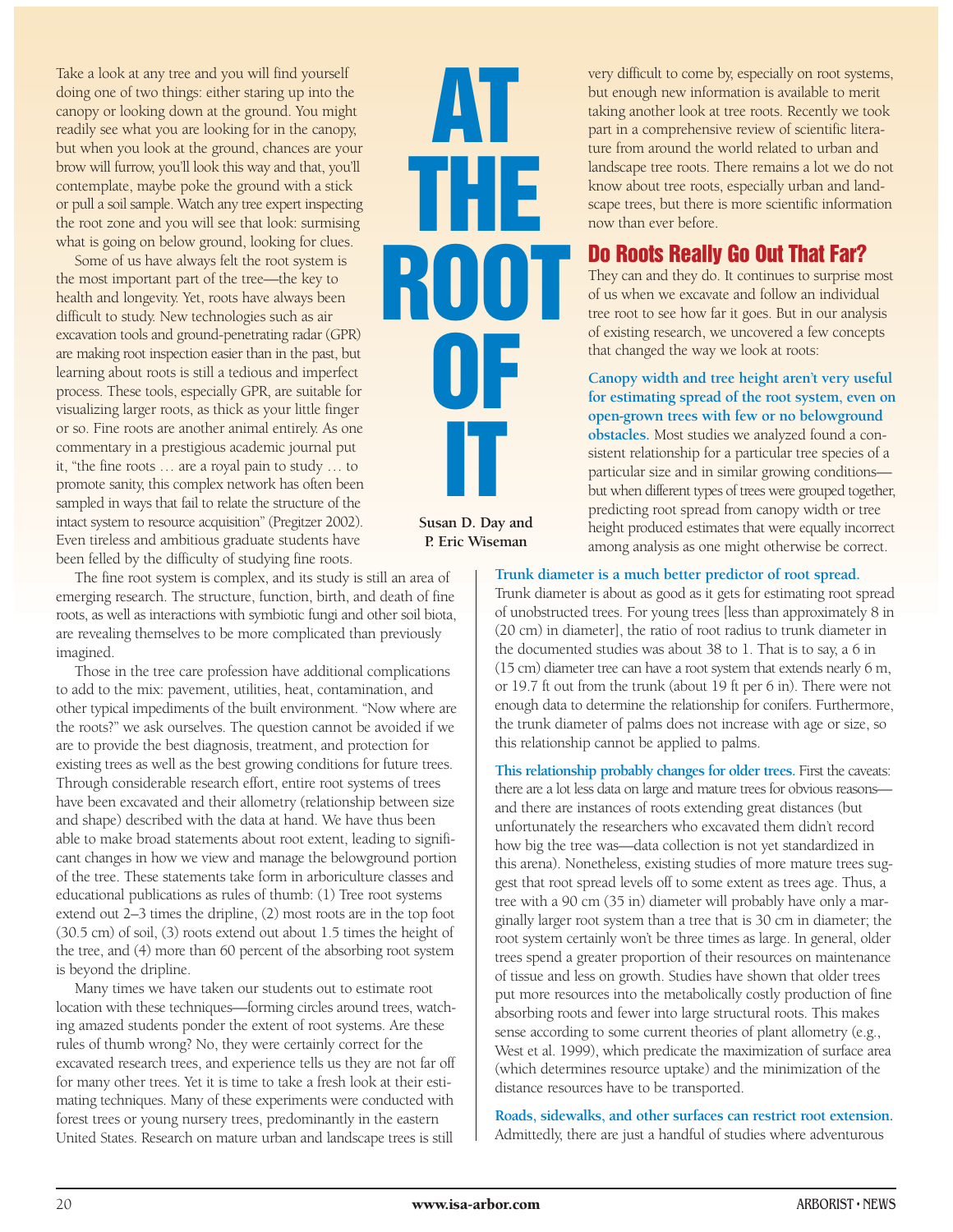# AT THE ROOT OF IT

**Susan D. Day and P. Eric Wiseman**

Take a look at any tree and you will find yourself doing one of two things: either staring up into the canopy or looking down at the ground. You might readily see what you are looking for in the canopy, but when you look at the ground, chances are your brow will furrow, you'll look this way and that, you'll contemplate, maybe poke the ground with a stick or pull a soil sample. Watch any tree expert inspecting the root zone and you will see that look: surmising what is going on below ground, looking for clues.

Some of us have always felt the root system is the most important part of the tree—the key to health and longevity. Yet, roots have always been difficult to study. New technologies such as air excavation tools and ground-penetrating radar (GPR) are making root inspection easier than in the past, but learning about roots is still a tedious and imperfect process. These tools, especially GPR, are suitable for visualizing larger roots, as thick as your little finger or so. Fine roots are another animal entirely. As one commentary in a prestigious academic journal put it, "the fine roots … are a royal pain to study … to promote sanity, this complex network has often been sampled in ways that fail to relate the structure of the intact system to resource acquisition" (Pregitzer 2002). Even tireless and ambitious graduate students have been felled by the difficulty of studying fine roots.

The fine root system is complex, and its study is still an area of emerging research. The structure, function, birth, and death of fine roots, as well as interactions with symbiotic fungi and other soil biota, are revealing themselves to be more complicated than previously imagined.

Those in the tree care profession have additional complications to add to the mix: pavement, utilities, heat, contamination, and other typical impediments of the built environment. "Now where are the roots?" we ask ourselves. The question cannot be avoided if we are to provide the best diagnosis, treatment, and protection for existing trees as well as the best growing conditions for future trees. Through considerable research effort, entire root systems of trees have been excavated and their allometry (relationship between size and shape) described with the data at hand. We have thus been able to make broad statements about root extent, leading to significant changes in how we view and manage the belowground portion of the tree. These statements take form in arboriculture classes and educational publications as rules of thumb: (1) Tree root systems extend out 2–3 times the dripline, (2) most roots are in the top foot (30.5 cm) of soil, (3) roots extend out about 1.5 times the height of the tree, and (4) more than 60 percent of the absorbing root system is beyond the dripline.

Many times we have taken our students out to estimate root location with these techniques—forming circles around trees, watching amazed students ponder the extent of root systems. Are these rules of thumb wrong? No, they were certainly correct for the excavated research trees, and experience tells us they are not far off for many other trees. Yet it is time to take a fresh look at their estimating techniques. Many of these experiments were conducted with forest trees or young nursery trees, predominantly in the eastern United States. Research on mature urban and landscape trees is still very difficult to come by, especially on root systems, but enough new information is available to merit taking another look at tree roots. Recently we took part in a comprehensive review of scientific literature from around the world related to urban and landscape tree roots. There remains a lot we do not know about tree roots, especially urban and landscape trees, but there is more scientific information now than ever before.

## Do Roots Really Go Out That Far?

They can and they do. It continues to surprise most of us when we excavate and follow an individual tree root to see how far it goes. But in our analysis of existing research, we uncovered a few concepts that changed the way we look at roots:

**Canopy width and tree height aren't very useful for estimating spread of the root system, even on open-grown trees with few or no belowground obstacles.** Most studies we analyzed found a consistent relationship for a particular tree species of a particular size and in similar growing conditions—but when different types of trees were grouped together, predicting root spread from canopy width or tree height produced estimates that were equally incorrect among analysis as one might otherwise be correct.

**Trunk diameter is a much better predictor of root spread.** Trunk diameter is about as good as it gets for estimating root spread of unobstructed trees. For young trees [less than approximately 8 in (20 cm) in diameter], the ratio of root radius to trunk diameter in the documented studies was about 38 to 1. That is to say, a 6 in (15 cm) diameter tree can have a root system that extends nearly 6 m, or 19.7 ft out from the trunk (about 19 ft per 6 in). There were not enough data to determine the relationship for conifers. Furthermore, the trunk diameter of palms does not increase with age or size, so this relationship cannot be applied to palms.

**This relationship probably changes for older trees.** First the caveats: there are a lot less data on large and mature trees for obvious reasons—and there are instances of roots extending great distances (but unfortunately the researchers who excavated them didn't record how big the tree was—data collection is not yet standardized in this arena). Nonetheless, existing studies of more mature trees suggest that root spread levels off to some extent as trees age. Thus, a tree with a 90 cm (35 in) diameter will probably have only a marginally larger root system than a tree that is 30 cm in diameter; the root system certainly won't be three times as large. In general, older trees spend a greater proportion of their resources on maintenance of tissue and less on growth. Studies have shown that older trees put more resources into the metabolically costly production of fine absorbing roots and fewer into large structural roots. This makes sense according to some current theories of plant allometry (e.g., West et al. 1999), which predicate the maximization of surface area (which determines resource uptake) and the minimization of the distance resources have to be transported.

**Roads, sidewalks, and other surfaces can restrict root extension.** Admittedly, there are just a handful of studies where adventurous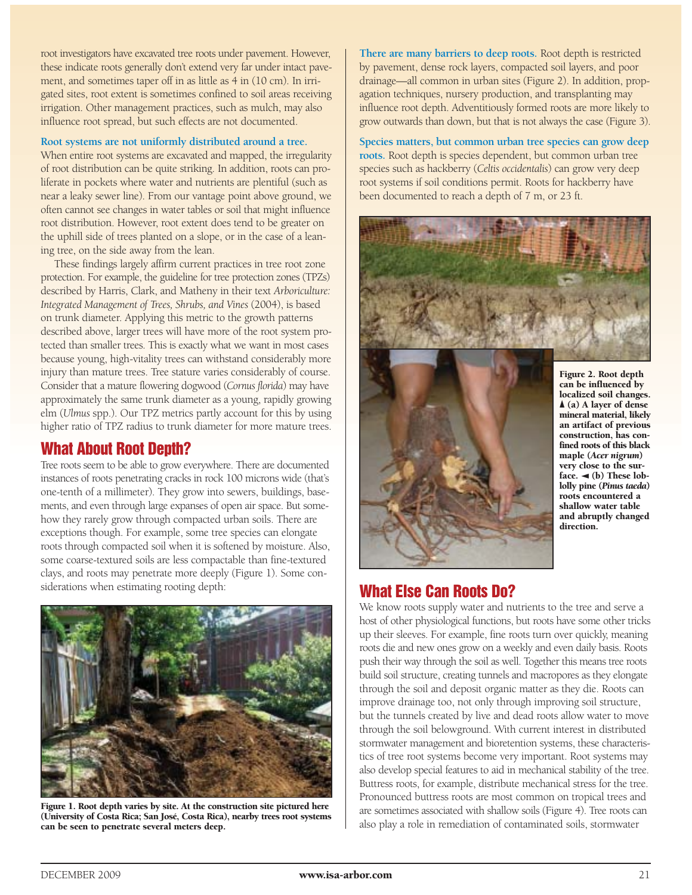root investigators have excavated tree roots under pavement. However, these indicate roots generally don't extend very far under intact pavement, and sometimes taper off in as little as 4 in (10 cm). In irrigated sites, root extent is sometimes confined to soil areas receiving irrigation. Other management practices, such as mulch, may also influence root spread, but such effects are not documented.

**Root systems are not uniformly distributed around a tree.** When entire root systems are excavated and mapped, the irregularity of root distribution can be quite striking. In addition, roots can proliferate in pockets where water and nutrients are plentiful (such as near a leaky sewer line). From our vantage point above ground, we often cannot see changes in water tables or soil that might influence root distribution. However, root extent does tend to be greater on the uphill side of trees planted on a slope, or in the case of a leaning tree, on the side away from the lean.

These findings largely affirm current practices in tree root zone protection. For example, the guideline for tree protection zones (TPZs) described by Harris, Clark, and Matheny in their text *Arboriculture: Integrated Management of Trees, Shrubs, and Vines* (2004), is based on trunk diameter. Applying this metric to the growth patterns described above, larger trees will have more of the root system protected than smaller trees. This is exactly what we want in most cases because young, high-vitality trees can withstand considerably more injury than mature trees. Tree stature varies considerably of course. Consider that a mature flowering dogwood (*Cornus florida*) may have approximately the same trunk diameter as a young, rapidly growing elm (*Ulmus* spp.). Our TPZ metrics partly account for this by using higher ratio of TPZ radius to trunk diameter for more mature trees.

## What About Root Depth?

Tree roots seem to be able to grow everywhere. There are documented instances of roots penetrating cracks in rock 100 microns wide (that's one-tenth of a millimeter). They grow into sewers, buildings, basements, and even through large expanses of open air space. But somehow they rarely grow through compacted urban soils. There are exceptions though. For example, some tree species can elongate roots through compacted soil when it is softened by moisture. Also, some coarse-textured soils are less compactable than fine-textured clays, and roots may penetrate more deeply (Figure 1). Some considerations when estimating rooting depth:

**Figure 1. Root depth varies by site. At the construction site pictured here (University of Costa Rica; San José, Costa Rica), nearby trees root systems can be seen to penetrate several meters deep.**

**There are many barriers to deep roots.** Root depth is restricted by pavement, dense rock layers, compacted soil layers, and poor drainage—all common in urban sites (Figure 2). In addition, propagation techniques, nursery production, and transplanting may influence root depth. Adventitiously formed roots are more likely to grow outwards than down, but that is not always the case (Figure 3).

**Species matters, but common urban tree species can grow deep roots.** Root depth is species dependent, but common urban tree species such as hackberry (*Celtis occidentalis*) can grow very deep root systems if soil conditions permit. Roots for hackberry have been documented to reach a depth of 7 m, or 23 ft.

**Figure 2. Root depth can be influenced by localized soil changes. ▲ (a) A layer of dense mineral material, likely an artifact of previous construction, has confined roots of this black maple (*Acer nigrum*) very close to the surface. ◄ (b) These loblolly pine (*Pinus taeda*) roots encountered a shallow water table and abruptly changed direction.**

## What Else Can Roots Do?

We know roots supply water and nutrients to the tree and serve a host of other physiological functions, but roots have some other tricks up their sleeves. For example, fine roots turn over quickly, meaning roots die and new ones grow on a weekly and even daily basis. Roots push their way through the soil as well. Together this means tree roots build soil structure, creating tunnels and macropores as they elongate through the soil and deposit organic matter as they die. Roots can improve drainage too, not only through improving soil structure, but the tunnels created by live and dead roots allow water to move through the soil belowground. With current interest in distributed stormwater management and bioretention systems, these characteristics of tree root systems become very important. Root systems may also develop special features to aid in mechanical stability of the tree. Buttress roots, for example, distribute mechanical stress for the tree. Pronounced buttress roots are most common on tropical trees and are sometimes associated with shallow soils (Figure 4). Tree roots can also play a role in remediation of contaminated soils, stormwater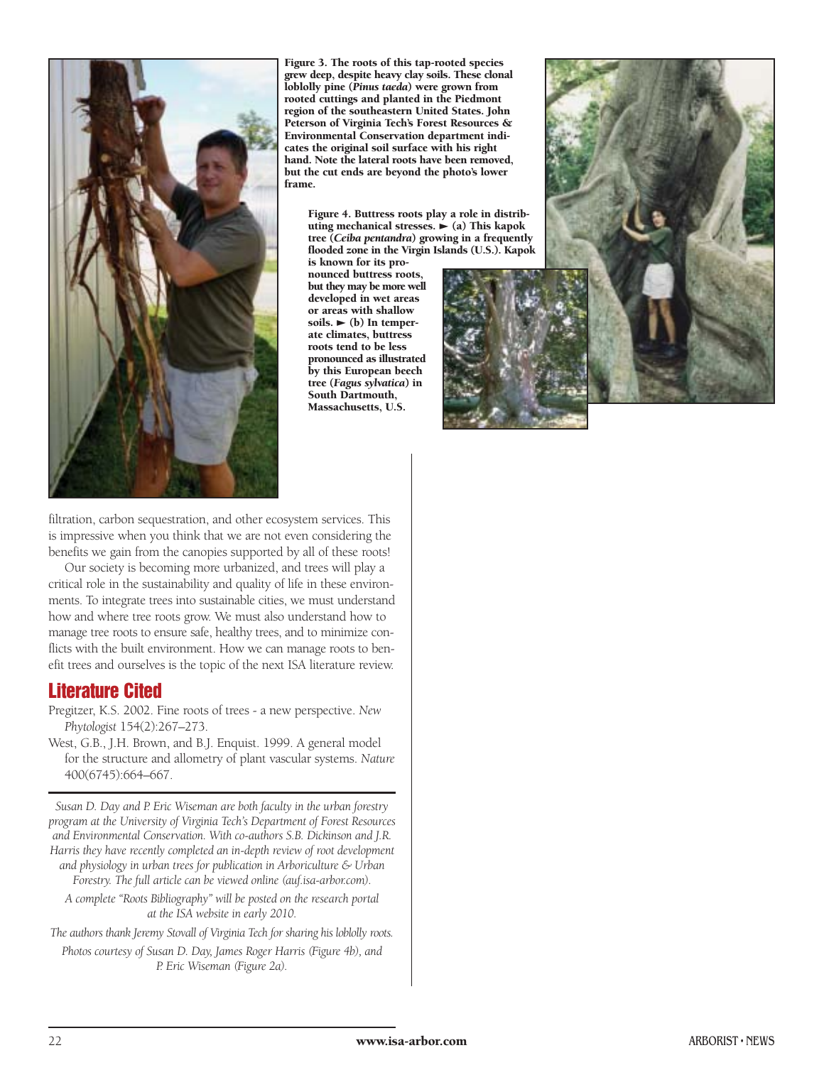**Figure 3. The roots of this tap-rooted species grew deep, despite heavy clay soils. These clonal loblolly pine (*Pinus taeda*) were grown from rooted cuttings and planted in the Piedmont region of the southeastern United States. John Peterson of Virginia Tech's Forest Resources & Environmental Conservation department indicates the original soil surface with his right hand. Note the lateral roots have been removed, but the cut ends are beyond the photo's lower frame.**

**Figure 4. Buttress roots play a role in distributing mechanical stresses. ► (a) This kapok tree (*Ceiba pentandra*) growing in a frequently flooded zone in the Virgin Islands (U.S.). Kapok is known for its pronounced buttress roots, but they may be more well developed in wet areas or areas with shallow soils. ► (b) In temperate climates, buttress roots tend to be less pronounced as illustrated by this European beech tree (*Fagus sylvatica*) in South Dartmouth, Massachusetts, U.S.**

filtration, carbon sequestration, and other ecosystem services. This is impressive when you think that we are not even considering the benefits we gain from the canopies supported by all of these roots!

Our society is becoming more urbanized, and trees will play a critical role in the sustainability and quality of life in these environments. To integrate trees into sustainable cities, we must understand how and where tree roots grow. We must also understand how to manage tree roots to ensure safe, healthy trees, and to minimize conflicts with the built environment. How we can manage roots to benefit trees and ourselves is the topic of the next ISA literature review.

## Literature Cited

Pregitzer, K.S. 2002. Fine roots of trees - a new perspective. *New Phytologist* 154(2):267–273.

West, G.B., J.H. Brown, and B.J. Enquist. 1999. A general model for the structure and allometry of plant vascular systems. *Nature* 400(6745):664–667.

*Susan D. Day and P. Eric Wiseman are both faculty in the urban forestry program at the University of Virginia Tech's Department of Forest Resources and Environmental Conservation. With co-authors S.B. Dickinson and J.R. Harris they have recently completed an in-depth review of root development and physiology in urban trees for publication in Arboriculture & Urban Forestry. The full article can be viewed online (auf.isa-arbor.com).*

*A complete "Roots Bibliography" will be posted on the research portal at the ISA website in early 2010.*

*The authors thank Jeremy Stovall of Virginia Tech for sharing his loblolly roots.*

*Photos courtesy of Susan D. Day, James Roger Harris (Figure 4b), and P. Eric Wiseman (Figure 2a).*